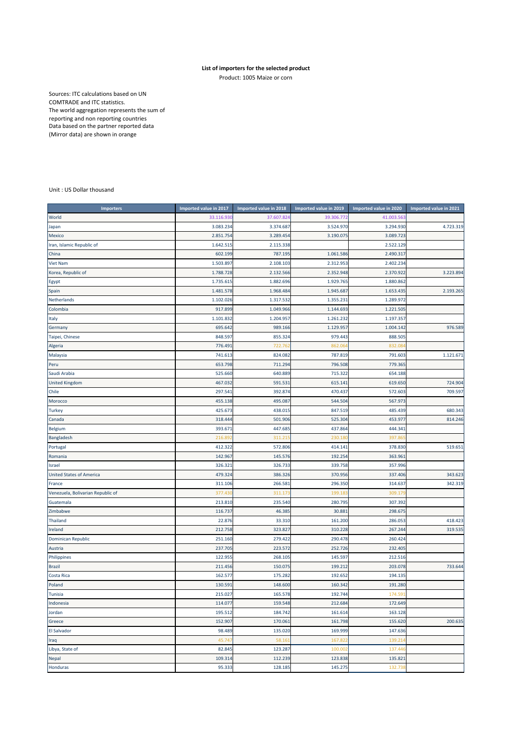**List of importers for the selected product**

Product: 1005 Maize or corn

Sources: ITC calculations based on UN COMTRADE and ITC statistics.
The world aggregation represents the sum of reporting and non reporting countries
Data based on the partner reported data (Mirror data) are shown in orange

Unit : US Dollar thousand

| Importers | Imported value in 2017 | Imported value in 2018 | Imported value in 2019 | Imported value in 2020 | Imported value in 2021 |
|---|---|---|---|---|---|
| World | 33.116.930 | 37.607.824 | 39.306.772 | 41.003.563 | |
| Japan | 3.083.234 | 3.374.687 | 3.524.970 | 3.294.930 | 4.723.319 |
| Mexico | 2.851.754 | 3.289.454 | 3.190.075 | 3.089.723 | |
| Iran, Islamic Republic of | 1.642.515 | 2.115.338 | | 2.522.129 | |
| China | 602.199 | 787.195 | 1.061.586 | 2.490.317 | |
| Viet Nam | 1.503.897 | 2.108.103 | 2.312.953 | 2.402.234 | |
| Korea, Republic of | 1.788.728 | 2.132.566 | 2.352.948 | 2.370.922 | 3.223.894 |
| Egypt | 1.735.615 | 1.882.696 | 1.929.765 | 1.880.862 | |
| Spain | 1.481.578 | 1.968.484 | 1.945.687 | 1.653.435 | 2.193.265 |
| Netherlands | 1.102.026 | 1.317.532 | 1.355.231 | 1.289.972 | |
| Colombia | 917.899 | 1.049.966 | 1.144.693 | 1.221.505 | |
| Italy | 1.101.832 | 1.204.957 | 1.261.232 | 1.197.357 | |
| Germany | 695.642 | 989.166 | 1.129.957 | 1.004.142 | 976.589 |
| Taipei, Chinese | 848.597 | 855.324 | 979.443 | 888.505 | |
| Algeria | 776.491 | 722.762 | 862.064 | 832.084 | |
| Malaysia | 741.613 | 824.082 | 787.819 | 791.603 | 1.121.671 |
| Peru | 653.798 | 711.294 | 796.508 | 779.365 | |
| Saudi Arabia | 525.660 | 640.889 | 715.322 | 654.188 | |
| United Kingdom | 467.032 | 591.531 | 615.141 | 619.650 | 724.904 |
| Chile | 297.541 | 392.874 | 470.437 | 572.603 | 709.597 |
| Morocco | 455.138 | 495.087 | 544.504 | 567.973 | |
| Turkey | 425.673 | 438.015 | 847.519 | 485.439 | 680.343 |
| Canada | 318.444 | 501.906 | 525.304 | 453.977 | 814.246 |
| Belgium | 393.671 | 447.685 | 437.864 | 444.341 | |
| Bangladesh | 216.892 | 311.215 | 230.180 | 397.865 | |
| Portugal | 412.322 | 572.806 | 414.141 | 378.830 | 519.651 |
| Romania | 142.967 | 145.576 | 192.254 | 363.961 | |
| Israel | 326.321 | 326.733 | 339.758 | 357.996 | |
| United States of America | 479.324 | 386.326 | 370.956 | 337.406 | 343.623 |
| France | 311.106 | 266.581 | 296.350 | 314.637 | 342.319 |
| Venezuela, Bolivarian Republic of | 377.430 | 311.173 | 199.183 | 309.179 | |
| Guatemala | 213.810 | 235.540 | 280.795 | 307.392 | |
| Zimbabwe | 116.737 | 46.385 | 30.881 | 298.675 | |
| Thailand | 22.876 | 33.310 | 161.200 | 286.053 | 418.423 |
| Ireland | 212.758 | 323.827 | 310.228 | 267.244 | 319.535 |
| Dominican Republic | 251.160 | 279.422 | 290.478 | 260.424 | |
| Austria | 237.705 | 223.572 | 252.726 | 232.405 | |
| Philippines | 122.955 | 268.105 | 145.597 | 212.516 | |
| Brazil | 211.456 | 150.075 | 199.212 | 203.078 | 733.644 |
| Costa Rica | 162.577 | 175.282 | 192.652 | 194.135 | |
| Poland | 130.591 | 148.600 | 160.342 | 191.280 | |
| Tunisia | 215.027 | 165.578 | 192.744 | 174.591 | |
| Indonesia | 114.077 | 159.548 | 212.684 | 172.649 | |
| Jordan | 195.512 | 184.742 | 161.614 | 163.128 | |
| Greece | 152.907 | 170.061 | 161.798 | 155.620 | 200.635 |
| El Salvador | 98.489 | 135.020 | 169.999 | 147.636 | |
| Iraq | 45.747 | 58.161 | 167.822 | 139.214 | |
| Libya, State of | 82.845 | 123.287 | 100.002 | 137.446 | |
| Nepal | 109.314 | 112.239 | 123.838 | 135.821 | |
| Honduras | 95.333 | 128.185 | 145.275 | 132.738 | |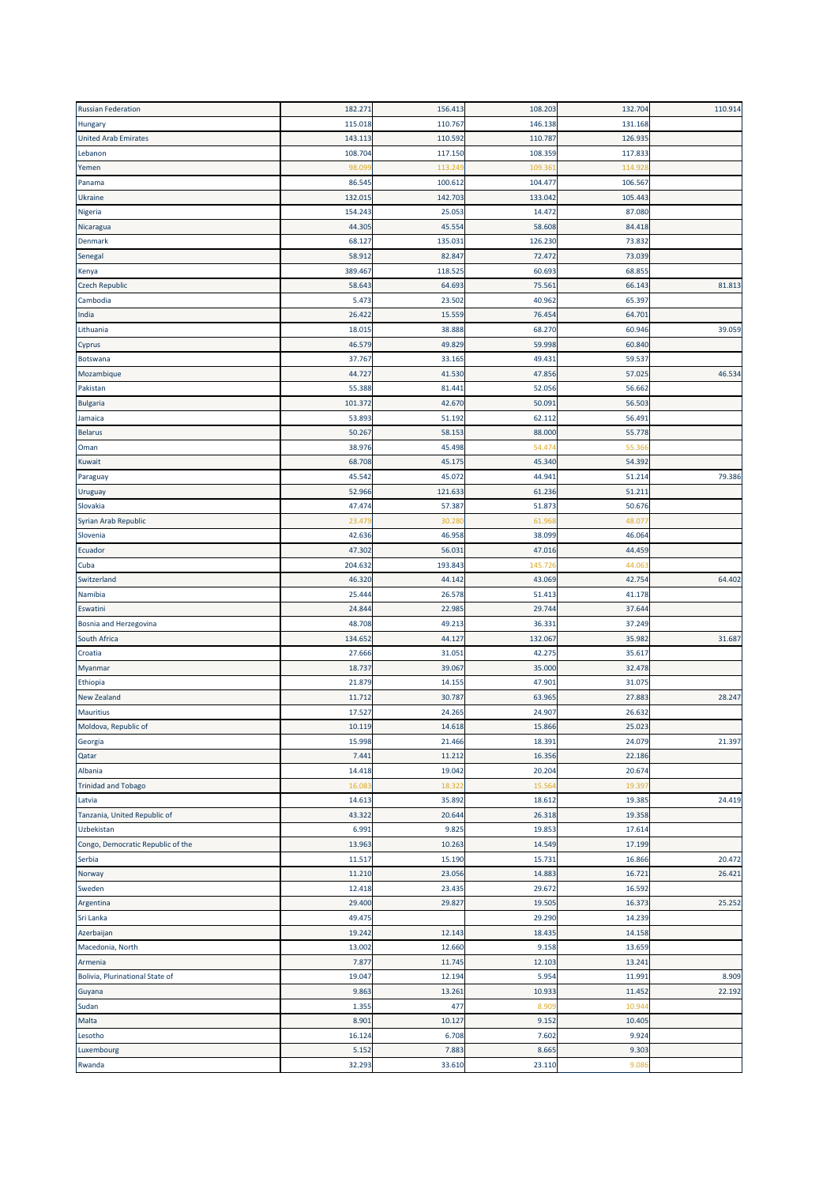| | | | | | |
|---|---|---|---|---|---|
| Russian Federation | 182.271 | 156.413 | 108.203 | 132.704 | 110.914 |
| Hungary | 115.018 | 110.767 | 146.138 | 131.168 | |
| United Arab Emirates | 143.113 | 110.592 | 110.787 | 126.935 | |
| Lebanon | 108.704 | 117.150 | 108.359 | 117.833 | |
| Yemen | 98.099 | 113.249 | 109.361 | 114.928 | |
| Panama | 86.545 | 100.612 | 104.477 | 106.567 | |
| Ukraine | 132.015 | 142.703 | 133.042 | 105.443 | |
| Nigeria | 154.243 | 25.053 | 14.472 | 87.080 | |
| Nicaragua | 44.305 | 45.554 | 58.608 | 84.418 | |
| Denmark | 68.127 | 135.031 | 126.230 | 73.832 | |
| Senegal | 58.912 | 82.847 | 72.472 | 73.039 | |
| Kenya | 389.467 | 118.525 | 60.693 | 68.855 | |
| Czech Republic | 58.643 | 64.693 | 75.561 | 66.143 | 81.813 |
| Cambodia | 5.473 | 23.502 | 40.962 | 65.397 | |
| India | 26.422 | 15.559 | 76.454 | 64.701 | |
| Lithuania | 18.015 | 38.888 | 68.270 | 60.946 | 39.059 |
| Cyprus | 46.579 | 49.829 | 59.998 | 60.840 | |
| Botswana | 37.767 | 33.165 | 49.431 | 59.537 | |
| Mozambique | 44.727 | 41.530 | 47.856 | 57.025 | 46.534 |
| Pakistan | 55.388 | 81.441 | 52.056 | 56.662 | |
| Bulgaria | 101.372 | 42.670 | 50.091 | 56.503 | |
| Jamaica | 53.893 | 51.192 | 62.112 | 56.491 | |
| Belarus | 50.267 | 58.153 | 88.000 | 55.778 | |
| Oman | 38.976 | 45.498 | 54.474 | 55.366 | |
| Kuwait | 68.708 | 45.175 | 45.340 | 54.392 | |
| Paraguay | 45.542 | 45.072 | 44.941 | 51.214 | 79.386 |
| Uruguay | 52.966 | 121.633 | 61.236 | 51.211 | |
| Slovakia | 47.474 | 57.387 | 51.873 | 50.676 | |
| Syrian Arab Republic | 23.479 | 30.280 | 61.968 | 48.077 | |
| Slovenia | 42.636 | 46.958 | 38.099 | 46.064 | |
| Ecuador | 47.302 | 56.031 | 47.016 | 44.459 | |
| Cuba | 204.632 | 193.843 | 145.726 | 44.063 | |
| Switzerland | 46.320 | 44.142 | 43.069 | 42.754 | 64.402 |
| Namibia | 25.444 | 26.578 | 51.413 | 41.178 | |
| Eswatini | 24.844 | 22.985 | 29.744 | 37.644 | |
| Bosnia and Herzegovina | 48.708 | 49.213 | 36.331 | 37.249 | |
| South Africa | 134.652 | 44.127 | 132.067 | 35.982 | 31.687 |
| Croatia | 27.666 | 31.051 | 42.275 | 35.617 | |
| Myanmar | 18.737 | 39.067 | 35.000 | 32.478 | |
| Ethiopia | 21.879 | 14.155 | 47.901 | 31.075 | |
| New Zealand | 11.712 | 30.787 | 63.965 | 27.883 | 28.247 |
| Mauritius | 17.527 | 24.265 | 24.907 | 26.632 | |
| Moldova, Republic of | 10.119 | 14.618 | 15.866 | 25.023 | |
| Georgia | 15.998 | 21.466 | 18.391 | 24.079 | 21.397 |
| Qatar | 7.441 | 11.212 | 16.356 | 22.186 | |
| Albania | 14.418 | 19.042 | 20.204 | 20.674 | |
| Trinidad and Tobago | 16.083 | 18.322 | 15.564 | 19.397 | |
| Latvia | 14.613 | 35.892 | 18.612 | 19.385 | 24.419 |
| Tanzania, United Republic of | 43.322 | 20.644 | 26.318 | 19.358 | |
| Uzbekistan | 6.991 | 9.825 | 19.853 | 17.614 | |
| Congo, Democratic Republic of the | 13.963 | 10.263 | 14.549 | 17.199 | |
| Serbia | 11.517 | 15.190 | 15.731 | 16.866 | 20.472 |
| Norway | 11.210 | 23.056 | 14.883 | 16.721 | 26.421 |
| Sweden | 12.418 | 23.435 | 29.672 | 16.592 | |
| Argentina | 29.400 | 29.827 | 19.505 | 16.373 | 25.252 |
| Sri Lanka | 49.475 | | 29.290 | 14.239 | |
| Azerbaijan | 19.242 | 12.143 | 18.435 | 14.158 | |
| Macedonia, North | 13.002 | 12.660 | 9.158 | 13.659 | |
| Armenia | 7.877 | 11.745 | 12.103 | 13.241 | |
| Bolivia, Plurinational State of | 19.047 | 12.194 | 5.954 | 11.991 | 8.909 |
| Guyana | 9.863 | 13.261 | 10.933 | 11.452 | 22.192 |
| Sudan | 1.355 | 477 | 8.909 | 10.944 | |
| Malta | 8.901 | 10.127 | 9.152 | 10.405 | |
| Lesotho | 16.124 | 6.708 | 7.602 | 9.924 | |
| Luxembourg | 5.152 | 7.883 | 8.665 | 9.303 | |
| Rwanda | 32.293 | 33.610 | 23.110 | 9.086 | |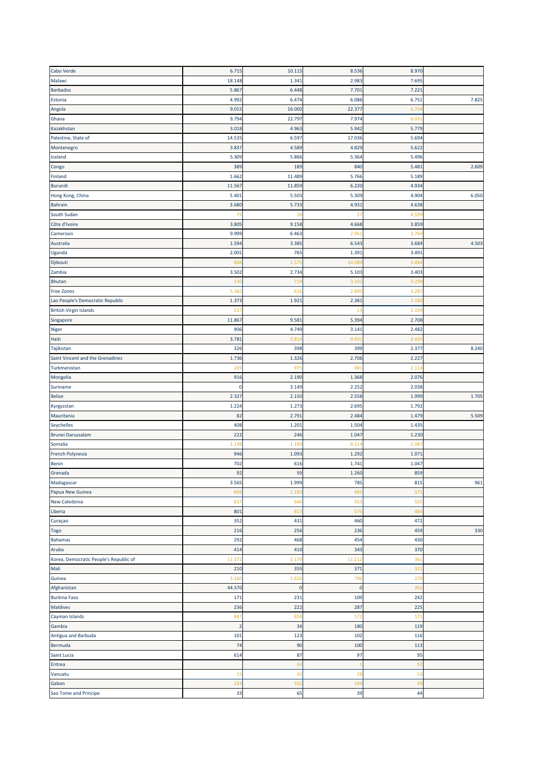| | | | | | |
|---|---|---|---|---|---|
| Cabo Verde | 6.715 | 10.115 | 8.536 | 8.970 | |
| Malawi | 18.148 | 1.341 | 2.983 | 7.695 | |
| Barbados | 5.867 | 6.448 | 7.701 | 7.221 | |
| Estonia | 4.992 | 6.474 | 6.086 | 6.751 | 7.825 |
| Angola | 9.015 | 16.002 | 22.377 | 6.704 | |
| Ghana | 9.794 | 22.797 | 7.974 | 6.031 | |
| Kazakhstan | 3.018 | 4.963 | 5.942 | 5.779 | |
| Palestine, State of | 14.535 | 6.597 | 17.036 | 5.694 | |
| Montenegro | 3.837 | 4.589 | 4.829 | 5.622 | |
| Iceland | 5.309 | 5.866 | 5.364 | 5.496 | |
| Congo | 389 | 189 | 840 | 5.481 | 2.609 |
| Finland | 1.662 | 11.489 | 5.766 | 5.189 | |
| Burundi | 11.567 | 11.859 | 6.220 | 4.934 | |
| Hong Kong, China | 5.401 | 5.503 | 5.309 | 4.904 | 6.050 |
| Bahrain | 3.680 | 5.733 | 4.931 | 4.638 | |
| South Sudan | 79 | 18 | 27 | 4.599 | |
| Côte d'Ivoire | 3.805 | 9.158 | 4.668 | 3.859 | |
| Cameroon | 9.999 | 6.463 | 2.951 | 3.769 | |
| Australia | 1.594 | 3.385 | 6.543 | 3.684 | 4.503 |
| Uganda | 2.001 | 765 | 1.391 | 3.491 | |
| Djibouti | 888 | 1.575 | 14.089 | 3.444 | |
| Zambia | 3.502 | 2.734 | 5.103 | 3.403 | |
| Bhutan | 130 | 719 | 3.102 | 3.299 | |
| Free Zones | 5.382 | 616 | 2.890 | 3.287 | |
| Lao People's Democratic Republic | 1.373 | 1.921 | 2.381 | 3.180 | |
| British Virgin Islands | 537 | | 13 | 3.109 | |
| Singapore | 11.867 | 9.581 | 5.394 | 2.708 | |
| Niger | 906 | 4.749 | 3.141 | 2.482 | |
| Haiti | 3.781 | 3.814 | 9.431 | 2.435 | |
| Tajikistan | 326 | 398 | 399 | 2.377 | 8.240 |
| Saint Vincent and the Grenadines | 1.736 | 1.326 | 2.706 | 2.227 | |
| Turkmenistan | 209 | 975 | 981 | 2.114 | |
| Mongolia | 916 | 2.190 | 1.368 | 2.076 | |
| Suriname | 0 | 3.149 | 2.252 | 2.038 | |
| Belize | 2.327 | 2.150 | 2.558 | 1.999 | 1.705 |
| Kyrgyzstan | 1.224 | 1.273 | 2.695 | 1.792 | |
| Mauritania | 82 | 2.791 | 2.484 | 1.479 | 5.509 |
| Seychelles | 408 | 1.201 | 1.504 | 1.435 | |
| Brunei Darussalam | 222 | 246 | 1.047 | 1.230 | |
| Somalia | 1.198 | 1.199 | 8.214 | 1.087 | |
| French Polynesia | 946 | 1.093 | 1.292 | 1.071 | |
| Benin | 702 | 616 | 1.741 | 1.047 | |
| Grenada | 92 | 59 | 1.260 | 859 | |
| Madagascar | 3.565 | 1.999 | 785 | 815 | 961 |
| Papua New Guinea | 669 | 1.193 | 481 | 571 | |
| New Caledonia | 637 | 646 | 553 | 502 | |
| Liberia | 801 | 613 | 575 | 484 | |
| Curaçao | 352 | 431 | 460 | 472 | |
| Togo | 216 | 256 | 236 | 459 | 330 |
| Bahamas | 292 | 468 | 454 | 430 | |
| Aruba | 414 | 410 | 343 | 370 | |
| Korea, Democratic People's Republic of | 11.372 | 2.179 | 11.212 | 361 | |
| Mali | 210 | 355 | 371 | 321 | |
| Guinea | 3.160 | 1.626 | 796 | 279 | |
| Afghanistan | 44.370 | 0 | 0 | 262 | |
| Burkina Faso | 171 | 231 | 109 | 242 | |
| Maldives | 236 | 222 | 287 | 225 | |
| Cayman Islands | 847 | 858 | 172 | 171 | |
| Gambia | 2 | 34 | 180 | 119 | |
| Antigua and Barbuda | 101 | 123 | 102 | 116 | |
| Bermuda | 74 | 90 | 100 | 113 | |
| Saint Lucia | 614 | 87 | 97 | 95 | |
| Eritrea | | 63 | 1 | 92 | |
| Vanuatu | 15 | 42 | 28 | 53 | |
| Gabon | 233 | 332 | 194 | 49 | |
| Sao Tome and Principe | 33 | 65 | 39 | 44 | |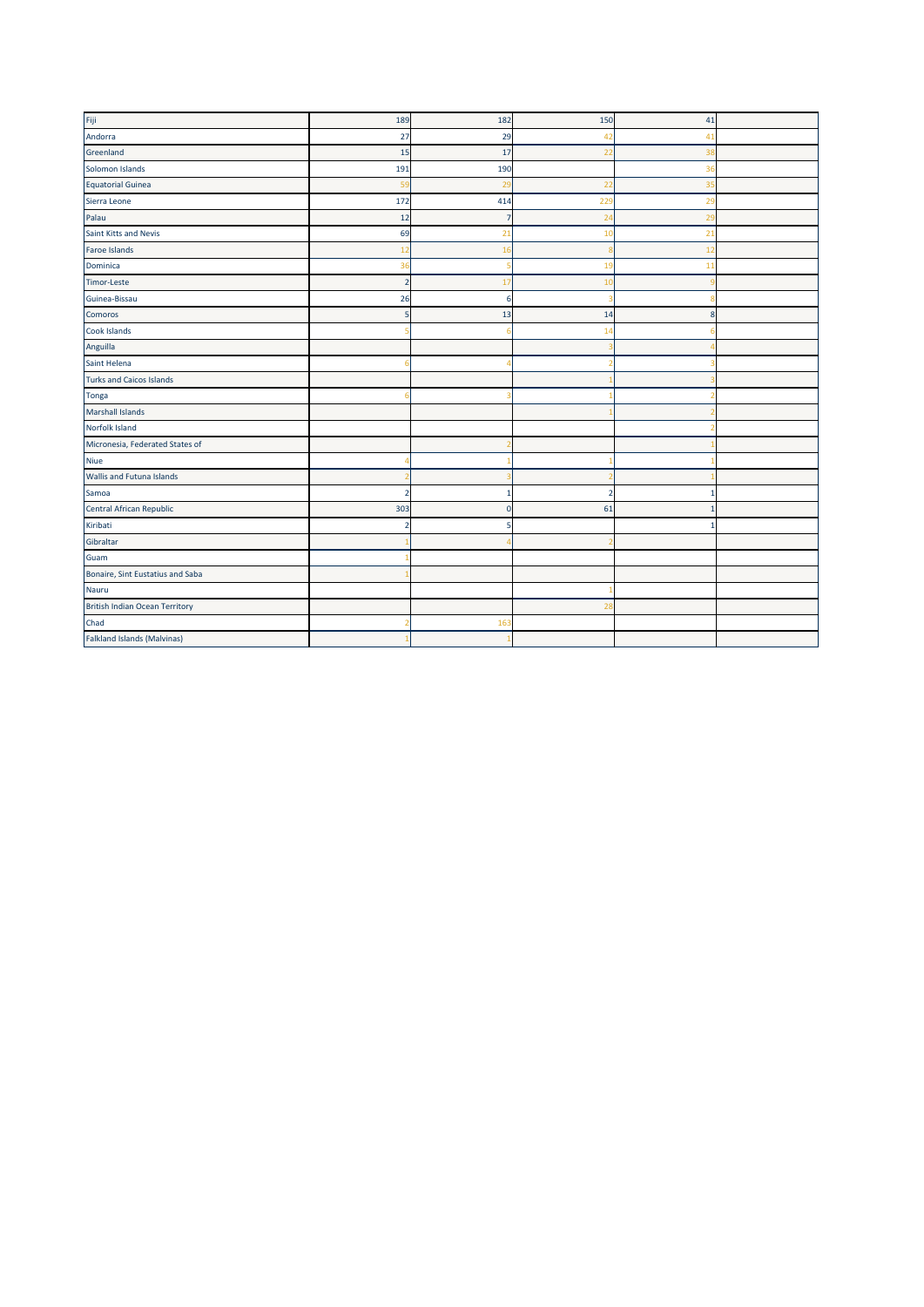| | | | | | |
|---|---|---|---|---|---|
| Fiji | 189 | 182 | 150 | 41 | |
| Andorra | 27 | 29 | 42 | 41 | |
| Greenland | 15 | 17 | 22 | 38 | |
| Solomon Islands | 191 | 190 | | 36 | |
| Equatorial Guinea | 59 | 29 | 22 | 35 | |
| Sierra Leone | 172 | 414 | 229 | 29 | |
| Palau | 12 | 7 | 24 | 29 | |
| Saint Kitts and Nevis | 69 | 21 | 10 | 21 | |
| Faroe Islands | 12 | 16 | 8 | 12 | |
| Dominica | 36 | 5 | 19 | 11 | |
| Timor-Leste | 2 | 17 | 10 | 9 | |
| Guinea-Bissau | 26 | 6 | 3 | 8 | |
| Comoros | 5 | 13 | 14 | 8 | |
| Cook Islands | 5 | 6 | 14 | 6 | |
| Anguilla | | | 3 | 4 | |
| Saint Helena | 6 | 4 | 2 | 3 | |
| Turks and Caicos Islands | | | 1 | 3 | |
| Tonga | 6 | 3 | 1 | 2 | |
| Marshall Islands | | | 1 | 2 | |
| Norfolk Island | | | | 2 | |
| Micronesia, Federated States of | | 2 | | 1 | |
| Niue | 4 | 1 | 1 | 1 | |
| Wallis and Futuna Islands | 2 | 3 | 2 | 1 | |
| Samoa | 2 | 1 | 2 | 1 | |
| Central African Republic | 303 | 0 | 61 | 1 | |
| Kiribati | 2 | 5 | | 1 | |
| Gibraltar | 1 | 4 | 2 | | |
| Guam | 1 | | | | |
| Bonaire, Sint Eustatius and Saba | 1 | | | | |
| Nauru | | | 1 | | |
| British Indian Ocean Territory | | | 28 | | |
| Chad | 2 | 163 | | | |
| Falkland Islands (Malvinas) | 1 | 1 | | | |